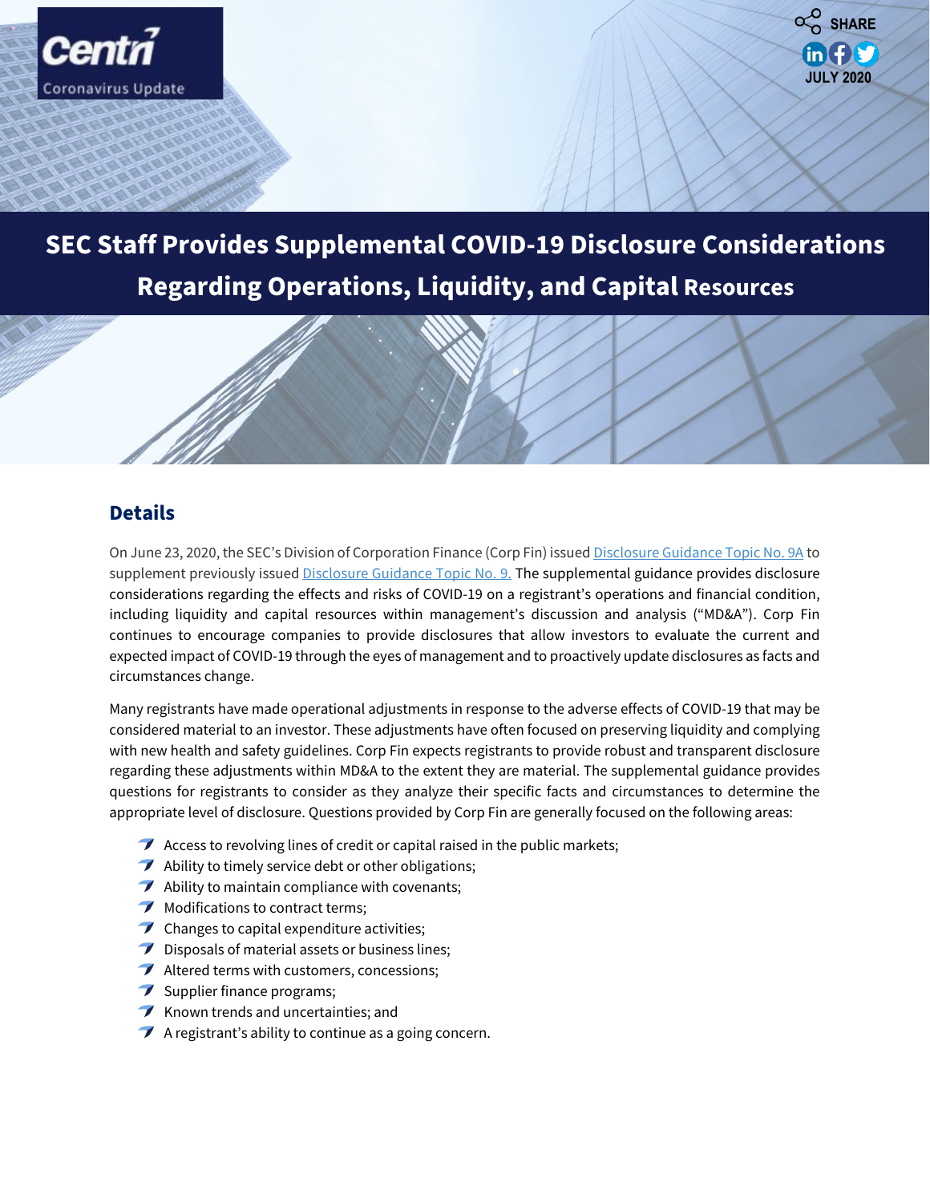Centri
Coronavirus Update

SHARE

JULY 2020

# SEC Staff Provides Supplemental COVID-19 Disclosure Considerations Regarding Operations, Liquidity, and Capital Resources

## Details

On June 23, 2020, the SEC's Division of Corporation Finance (Corp Fin) issued [Disclosure Guidance Topic No. 9A] to supplement previously issued [Disclosure Guidance Topic No. 9.] The supplemental guidance provides disclosure considerations regarding the effects and risks of COVID-19 on a registrant's operations and financial condition, including liquidity and capital resources within management's discussion and analysis ("MD&A"). Corp Fin continues to encourage companies to provide disclosures that allow investors to evaluate the current and expected impact of COVID-19 through the eyes of management and to proactively update disclosures as facts and circumstances change.

Many registrants have made operational adjustments in response to the adverse effects of COVID-19 that may be considered material to an investor. These adjustments have often focused on preserving liquidity and complying with new health and safety guidelines. Corp Fin expects registrants to provide robust and transparent disclosure regarding these adjustments within MD&A to the extent they are material. The supplemental guidance provides questions for registrants to consider as they analyze their specific facts and circumstances to determine the appropriate level of disclosure. Questions provided by Corp Fin are generally focused on the following areas:

- Access to revolving lines of credit or capital raised in the public markets;
- Ability to timely service debt or other obligations;
- Ability to maintain compliance with covenants;
- Modifications to contract terms;
- Changes to capital expenditure activities;
- Disposals of material assets or business lines;
- Altered terms with customers, concessions;
- Supplier finance programs;
- Known trends and uncertainties; and
- A registrant's ability to continue as a going concern.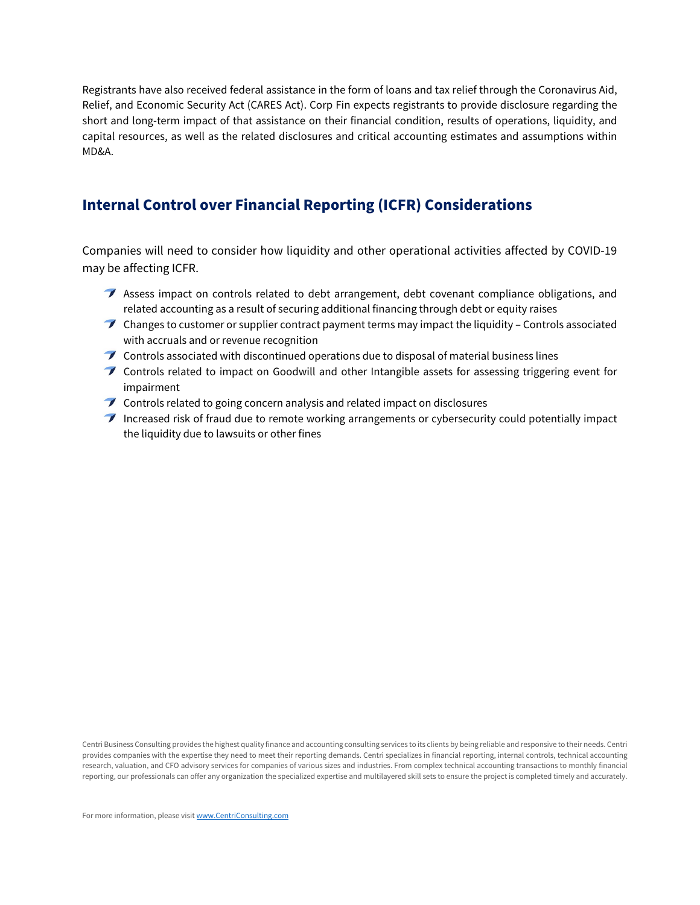Registrants have also received federal assistance in the form of loans and tax relief through the Coronavirus Aid, Relief, and Economic Security Act (CARES Act). Corp Fin expects registrants to provide disclosure regarding the short and long-term impact of that assistance on their financial condition, results of operations, liquidity, and capital resources, as well as the related disclosures and critical accounting estimates and assumptions within MD&A.

## Internal Control over Financial Reporting (ICFR) Considerations

Companies will need to consider how liquidity and other operational activities affected by COVID-19 may be affecting ICFR.

- Assess impact on controls related to debt arrangement, debt covenant compliance obligations, and related accounting as a result of securing additional financing through debt or equity raises
- Changes to customer or supplier contract payment terms may impact the liquidity – Controls associated with accruals and or revenue recognition
- Controls associated with discontinued operations due to disposal of material business lines
- Controls related to impact on Goodwill and other Intangible assets for assessing triggering event for impairment
- Controls related to going concern analysis and related impact on disclosures
- Increased risk of fraud due to remote working arrangements or cybersecurity could potentially impact the liquidity due to lawsuits or other fines

Centri Business Consulting provides the highest quality finance and accounting consulting services to its clients by being reliable and responsive to their needs. Centri provides companies with the expertise they need to meet their reporting demands. Centri specializes in financial reporting, internal controls, technical accounting research, valuation, and CFO advisory services for companies of various sizes and industries. From complex technical accounting transactions to monthly financial reporting, our professionals can offer any organization the specialized expertise and multilayered skill sets to ensure the project is completed timely and accurately.

For more information, please visit [www.CentriConsulting.com](http://www.CentriConsulting.com)